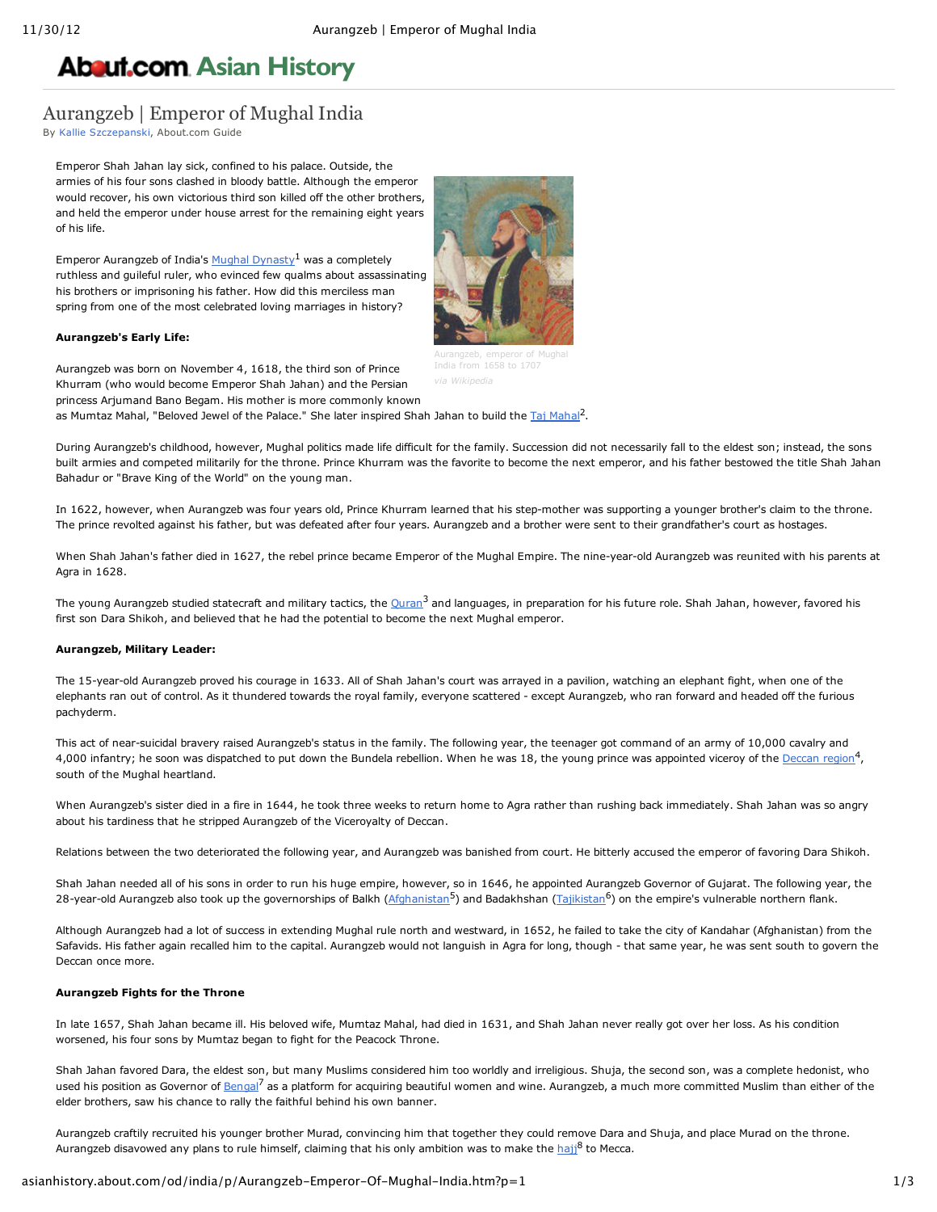# Aurangzeb | Emperor of Mughal India

By Kallie Szczepanski, About.com Guide

Emperor Shah Jahan lay sick, confined to his palace. Outside, the armies of his four sons clashed in bloody battle. Although the emperor would recover, his own victorious third son killed off the other brothers, and held the emperor under house arrest for the remaining eight years of his life.

Emperor Aurangzeb of India's Mughal Dynasty[1] was a completely ruthless and guileful ruler, who evinced few qualms about assassinating his brothers or imprisoning his father. How did this merciless man spring from one of the most celebrated loving marriages in history?

Aurangzeb, emperor of Mughal India from 1658 to 1707
*via Wikipedia*

### Aurangzeb's Early Life:

Aurangzeb was born on November 4, 1618, the third son of Prince Khurram (who would become Emperor Shah Jahan) and the Persian princess Arjumand Bano Begam. His mother is more commonly known as Mumtaz Mahal, "Beloved Jewel of the Palace." She later inspired Shah Jahan to build the Taj Mahal[2].

During Aurangzeb's childhood, however, Mughal politics made life difficult for the family. Succession did not necessarily fall to the eldest son; instead, the sons built armies and competed militarily for the throne. Prince Khurram was the favorite to become the next emperor, and his father bestowed the title Shah Jahan Bahadur or "Brave King of the World" on the young man.

In 1622, however, when Aurangzeb was four years old, Prince Khurram learned that his step-mother was supporting a younger brother's claim to the throne. The prince revolted against his father, but was defeated after four years. Aurangzeb and a brother were sent to their grandfather's court as hostages.

When Shah Jahan's father died in 1627, the rebel prince became Emperor of the Mughal Empire. The nine-year-old Aurangzeb was reunited with his parents at Agra in 1628.

The young Aurangzeb studied statecraft and military tactics, the Quran[3] and languages, in preparation for his future role. Shah Jahan, however, favored his first son Dara Shikoh, and believed that he had the potential to become the next Mughal emperor.

### Aurangzeb, Military Leader:

The 15-year-old Aurangzeb proved his courage in 1633. All of Shah Jahan's court was arrayed in a pavilion, watching an elephant fight, when one of the elephants ran out of control. As it thundered towards the royal family, everyone scattered - except Aurangzeb, who ran forward and headed off the furious pachyderm.

This act of near-suicidal bravery raised Aurangzeb's status in the family. The following year, the teenager got command of an army of 10,000 cavalry and 4,000 infantry; he soon was dispatched to put down the Bundela rebellion. When he was 18, the young prince was appointed viceroy of the Deccan region[4], south of the Mughal heartland.

When Aurangzeb's sister died in a fire in 1644, he took three weeks to return home to Agra rather than rushing back immediately. Shah Jahan was so angry about his tardiness that he stripped Aurangzeb of the Viceroyalty of Deccan.

Relations between the two deteriorated the following year, and Aurangzeb was banished from court. He bitterly accused the emperor of favoring Dara Shikoh.

Shah Jahan needed all of his sons in order to run his huge empire, however, so in 1646, he appointed Aurangzeb Governor of Gujarat. The following year, the 28-year-old Aurangzeb also took up the governorships of Balkh (Afghanistan[5]) and Badakhshan (Tajikistan[6]) on the empire's vulnerable northern flank.

Although Aurangzeb had a lot of success in extending Mughal rule north and westward, in 1652, he failed to take the city of Kandahar (Afghanistan) from the Safavids. His father again recalled him to the capital. Aurangzeb would not languish in Agra for long, though - that same year, he was sent south to govern the Deccan once more.

### Aurangzeb Fights for the Throne

In late 1657, Shah Jahan became ill. His beloved wife, Mumtaz Mahal, had died in 1631, and Shah Jahan never really got over her loss. As his condition worsened, his four sons by Mumtaz began to fight for the Peacock Throne.

Shah Jahan favored Dara, the eldest son, but many Muslims considered him too worldly and irreligious. Shuja, the second son, was a complete hedonist, who used his position as Governor of Bengal[7] as a platform for acquiring beautiful women and wine. Aurangzeb, a much more committed Muslim than either of the elder brothers, saw his chance to rally the faithful behind his own banner.

Aurangzeb craftily recruited his younger brother Murad, convincing him that together they could remove Dara and Shuja, and place Murad on the throne. Aurangzeb disavowed any plans to rule himself, claiming that his only ambition was to make the hajj[8] to Mecca.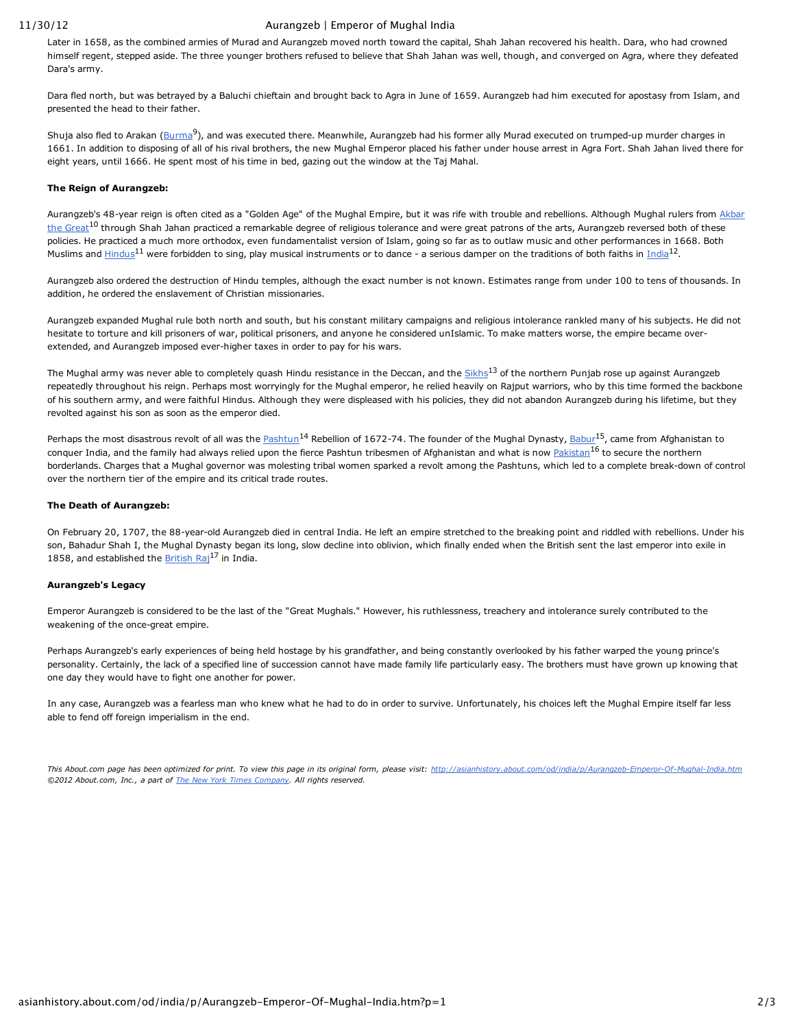Later in 1658, as the combined armies of Murad and Aurangzeb moved north toward the capital, Shah Jahan recovered his health. Dara, who had crowned himself regent, stepped aside. The three younger brothers refused to believe that Shah Jahan was well, though, and converged on Agra, where they defeated Dara's army.

Dara fled north, but was betrayed by a Baluchi chieftain and brought back to Agra in June of 1659. Aurangzeb had him executed for apostasy from Islam, and presented the head to their father.

Shuja also fled to Arakan (Burma[9]), and was executed there. Meanwhile, Aurangzeb had his former ally Murad executed on trumped-up murder charges in 1661. In addition to disposing of all of his rival brothers, the new Mughal Emperor placed his father under house arrest in Agra Fort. Shah Jahan lived there for eight years, until 1666. He spent most of his time in bed, gazing out the window at the Taj Mahal.

**The Reign of Aurangzeb:**

Aurangzeb's 48-year reign is often cited as a "Golden Age" of the Mughal Empire, but it was rife with trouble and rebellions. Although Mughal rulers from Akbar the Great[10] through Shah Jahan practiced a remarkable degree of religious tolerance and were great patrons of the arts, Aurangzeb reversed both of these policies. He practiced a much more orthodox, even fundamentalist version of Islam, going so far as to outlaw music and other performances in 1668. Both Muslims and Hindus[11] were forbidden to sing, play musical instruments or to dance - a serious damper on the traditions of both faiths in India[12].

Aurangzeb also ordered the destruction of Hindu temples, although the exact number is not known. Estimates range from under 100 to tens of thousands. In addition, he ordered the enslavement of Christian missionaries.

Aurangzeb expanded Mughal rule both north and south, but his constant military campaigns and religious intolerance rankled many of his subjects. He did not hesitate to torture and kill prisoners of war, political prisoners, and anyone he considered unIslamic. To make matters worse, the empire became over-extended, and Aurangzeb imposed ever-higher taxes in order to pay for his wars.

The Mughal army was never able to completely quash Hindu resistance in the Deccan, and the Sikhs[13] of the northern Punjab rose up against Aurangzeb repeatedly throughout his reign. Perhaps most worryingly for the Mughal emperor, he relied heavily on Rajput warriors, who by this time formed the backbone of his southern army, and were faithful Hindus. Although they were displeased with his policies, they did not abandon Aurangzeb during his lifetime, but they revolted against his son as soon as the emperor died.

Perhaps the most disastrous revolt of all was the Pashtun[14] Rebellion of 1672-74. The founder of the Mughal Dynasty, Babur[15], came from Afghanistan to conquer India, and the family had always relied upon the fierce Pashtun tribesmen of Afghanistan and what is now Pakistan[16] to secure the northern borderlands. Charges that a Mughal governor was molesting tribal women sparked a revolt among the Pashtuns, which led to a complete break-down of control over the northern tier of the empire and its critical trade routes.

**The Death of Aurangzeb:**

On February 20, 1707, the 88-year-old Aurangzeb died in central India. He left an empire stretched to the breaking point and riddled with rebellions. Under his son, Bahadur Shah I, the Mughal Dynasty began its long, slow decline into oblivion, which finally ended when the British sent the last emperor into exile in 1858, and established the British Raj[17] in India.

**Aurangzeb's Legacy**

Emperor Aurangzeb is considered to be the last of the "Great Mughals." However, his ruthlessness, treachery and intolerance surely contributed to the weakening of the once-great empire.

Perhaps Aurangzeb's early experiences of being held hostage by his grandfather, and being constantly overlooked by his father warped the young prince's personality. Certainly, the lack of a specified line of succession cannot have made family life particularly easy. The brothers must have grown up knowing that one day they would have to fight one another for power.

In any case, Aurangzeb was a fearless man who knew what he had to do in order to survive. Unfortunately, his choices left the Mughal Empire itself far less able to fend off foreign imperialism in the end.

*This About.com page has been optimized for print. To view this page in its original form, please visit: http://asianhistory.about.com/od/india/p/Aurangzeb-Emperor-Of-Mughal-India.htm*
*©2012 About.com, Inc., a part of The New York Times Company. All rights reserved.*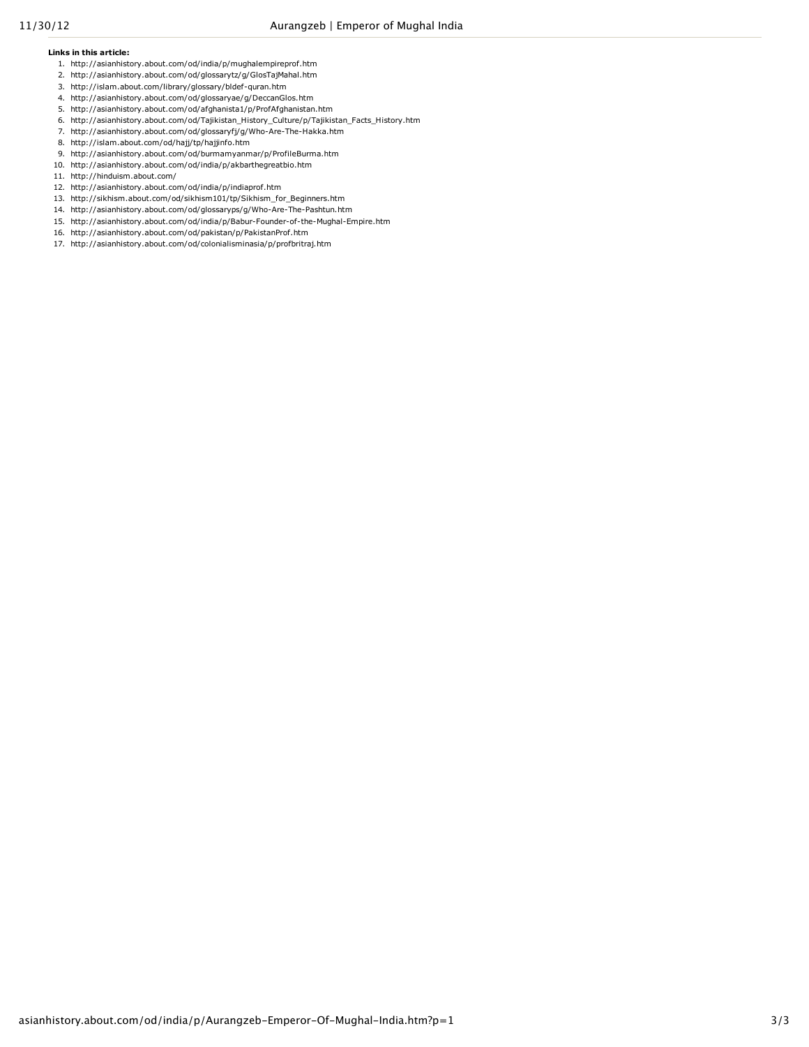**Links in this article:**

1. http://asianhistory.about.com/od/india/p/mughalempireprof.htm
2. http://asianhistory.about.com/od/glossarytz/g/GlosTajMahal.htm
3. http://islam.about.com/library/glossary/bldef-quran.htm
4. http://asianhistory.about.com/od/glossaryae/g/DeccanGlos.htm
5. http://asianhistory.about.com/od/afghanista1/p/ProfAfghanistan.htm
6. http://asianhistory.about.com/od/Tajikistan_History_Culture/p/Tajikistan_Facts_History.htm
7. http://asianhistory.about.com/od/glossaryfj/g/Who-Are-The-Hakka.htm
8. http://islam.about.com/od/hajj/tp/hajjinfo.htm
9. http://asianhistory.about.com/od/burmamyanmar/p/ProfileBurma.htm
10. http://asianhistory.about.com/od/india/p/akbarthegreatbio.htm
11. http://hinduism.about.com/
12. http://asianhistory.about.com/od/india/p/indiaprof.htm
13. http://sikhism.about.com/od/sikhism101/tp/Sikhism_for_Beginners.htm
14. http://asianhistory.about.com/od/glossaryps/g/Who-Are-The-Pashtun.htm
15. http://asianhistory.about.com/od/india/p/Babur-Founder-of-the-Mughal-Empire.htm
16. http://asianhistory.about.com/od/pakistan/p/PakistanProf.htm
17. http://asianhistory.about.com/od/colonialisminasia/p/profbritraj.htm